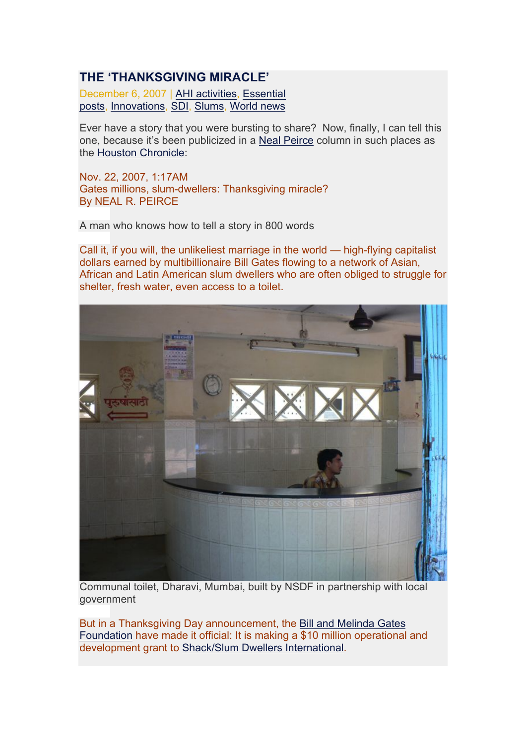# THE 'THANKSGIVING MIRACLE'

December 6, 2007 | AHI activities, Essential posts, Innovations, SDI, Slums, World news

Ever have a story that you were bursting to share? Now, finally, I can tell this one, because it's been publicized in a Neal Peirce column in such places as the Houston Chronicle:

Nov. 22, 2007, 1:17AM
Gates millions, slum-dwellers: Thanksgiving miracle?
By NEAL R. PEIRCE

A man who knows how to tell a story in 800 words

Call it, if you will, the unlikeliest marriage in the world — high-flying capitalist dollars earned by multibillionaire Bill Gates flowing to a network of Asian, African and Latin American slum dwellers who are often obliged to struggle for shelter, fresh water, even access to a toilet.

Communal toilet, Dharavi, Mumbai, built by NSDF in partnership with local government

But in a Thanksgiving Day announcement, the Bill and Melinda Gates Foundation have made it official: It is making a $10 million operational and development grant to Shack/Slum Dwellers International.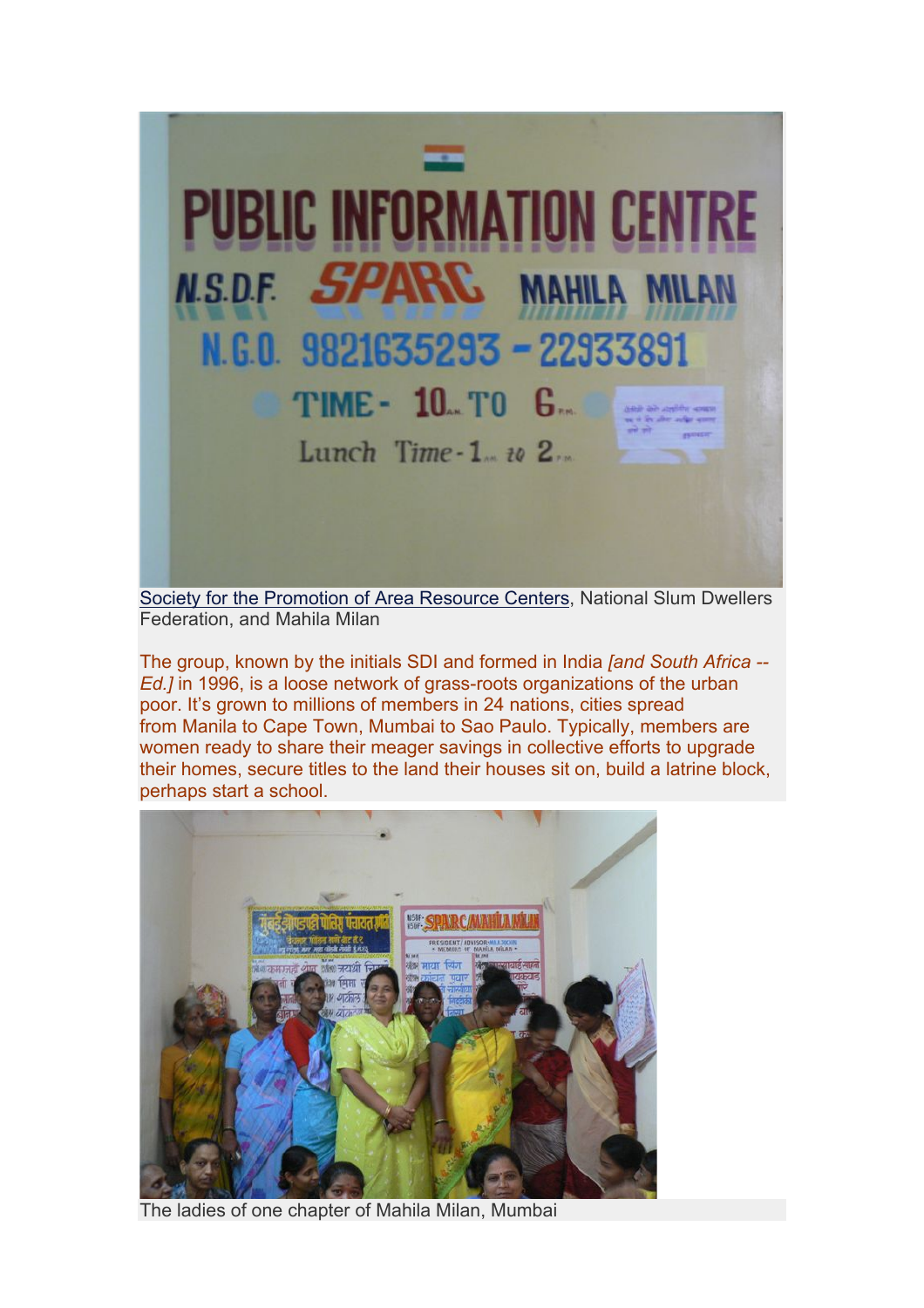Society for the Promotion of Area Resource Centers, National Slum Dwellers Federation, and Mahila Milan

The group, known by the initials SDI and formed in India *[and South Africa -- Ed.]* in 1996, is a loose network of grass-roots organizations of the urban poor. It's grown to millions of members in 24 nations, cities spread from Manila to Cape Town, Mumbai to Sao Paulo. Typically, members are women ready to share their meager savings in collective efforts to upgrade their homes, secure titles to the land their houses sit on, build a latrine block, perhaps start a school.

The ladies of one chapter of Mahila Milan, Mumbai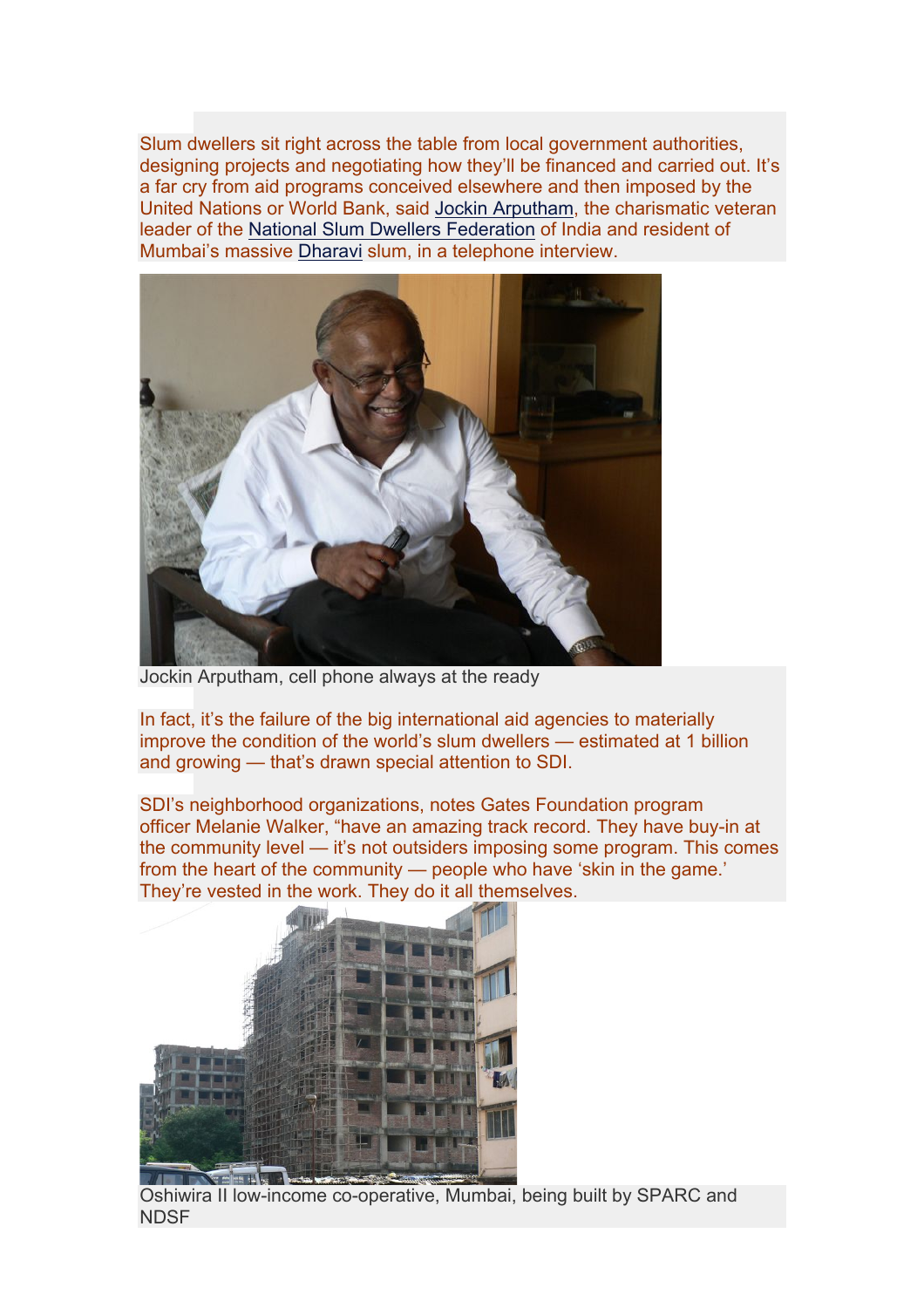Slum dwellers sit right across the table from local government authorities, designing projects and negotiating how they'll be financed and carried out. It's a far cry from aid programs conceived elsewhere and then imposed by the United Nations or World Bank, said Jockin Arputham, the charismatic veteran leader of the National Slum Dwellers Federation of India and resident of Mumbai's massive Dharavi slum, in a telephone interview.

Jockin Arputham, cell phone always at the ready

In fact, it's the failure of the big international aid agencies to materially improve the condition of the world's slum dwellers — estimated at 1 billion and growing — that's drawn special attention to SDI.

SDI's neighborhood organizations, notes Gates Foundation program officer Melanie Walker, "have an amazing track record. They have buy-in at the community level — it's not outsiders imposing some program. This comes from the heart of the community — people who have 'skin in the game.' They're vested in the work. They do it all themselves.

Oshiwira II low-income co-operative, Mumbai, being built by SPARC and NDSF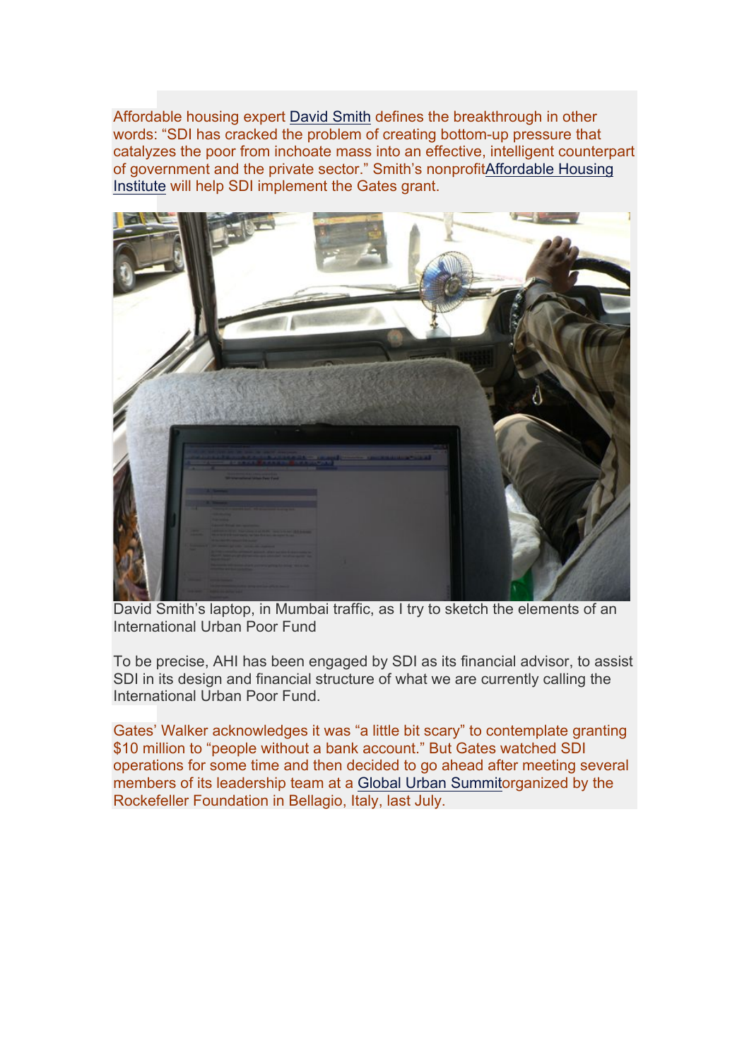Affordable housing expert David Smith defines the breakthrough in other words: "SDI has cracked the problem of creating bottom-up pressure that catalyzes the poor from inchoate mass into an effective, intelligent counterpart of government and the private sector." Smith's nonprofitAffordable Housing Institute will help SDI implement the Gates grant.

David Smith's laptop, in Mumbai traffic, as I try to sketch the elements of an International Urban Poor Fund

To be precise, AHI has been engaged by SDI as its financial advisor, to assist SDI in its design and financial structure of what we are currently calling the International Urban Poor Fund.

Gates' Walker acknowledges it was "a little bit scary" to contemplate granting $10 million to "people without a bank account." But Gates watched SDI operations for some time and then decided to go ahead after meeting several members of its leadership team at a Global Urban Summitorganized by the Rockefeller Foundation in Bellagio, Italy, last July.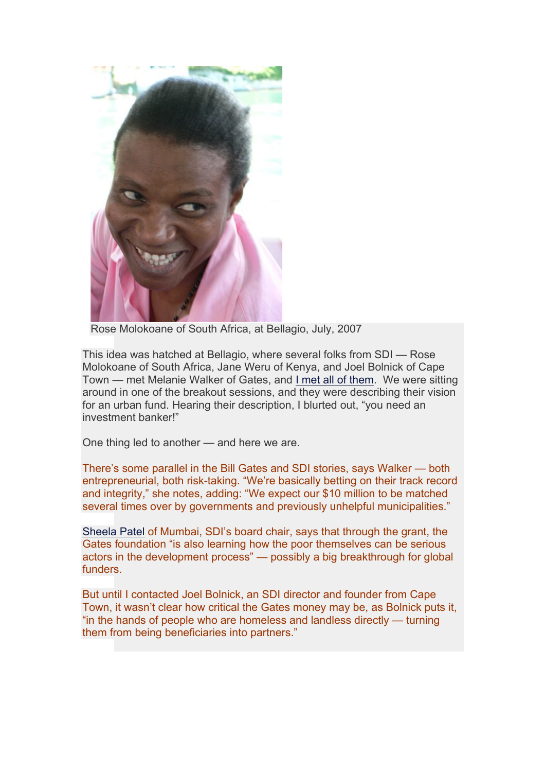Rose Molokoane of South Africa, at Bellagio, July, 2007

This idea was hatched at Bellagio, where several folks from SDI — Rose Molokoane of South Africa, Jane Weru of Kenya, and Joel Bolnick of Cape Town — met Melanie Walker of Gates, and I met all of them. We were sitting around in one of the breakout sessions, and they were describing their vision for an urban fund. Hearing their description, I blurted out, "you need an investment banker!"

One thing led to another — and here we are.

There's some parallel in the Bill Gates and SDI stories, says Walker — both entrepreneurial, both risk-taking. "We're basically betting on their track record and integrity," she notes, adding: "We expect our $10 million to be matched several times over by governments and previously unhelpful municipalities."

Sheela Patel of Mumbai, SDI's board chair, says that through the grant, the Gates foundation "is also learning how the poor themselves can be serious actors in the development process" — possibly a big breakthrough for global funders.

But until I contacted Joel Bolnick, an SDI director and founder from Cape Town, it wasn't clear how critical the Gates money may be, as Bolnick puts it, "in the hands of people who are homeless and landless directly — turning them from being beneficiaries into partners."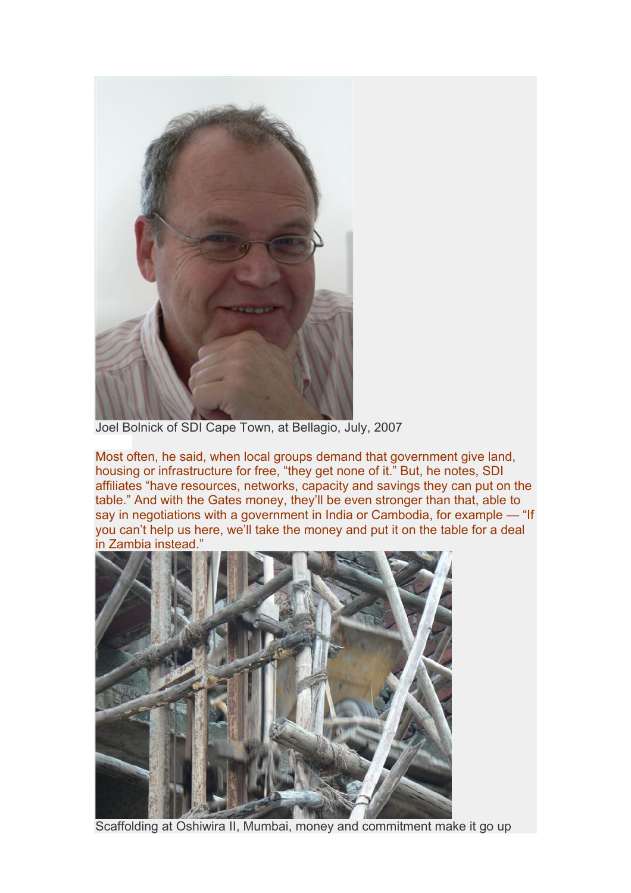Joel Bolnick of SDI Cape Town, at Bellagio, July, 2007

Most often, he said, when local groups demand that government give land, housing or infrastructure for free, "they get none of it." But, he notes, SDI affiliates "have resources, networks, capacity and savings they can put on the table." And with the Gates money, they'll be even stronger than that, able to say in negotiations with a government in India or Cambodia, for example — "If you can't help us here, we'll take the money and put it on the table for a deal in Zambia instead."

Scaffolding at Oshiwira II, Mumbai, money and commitment make it go up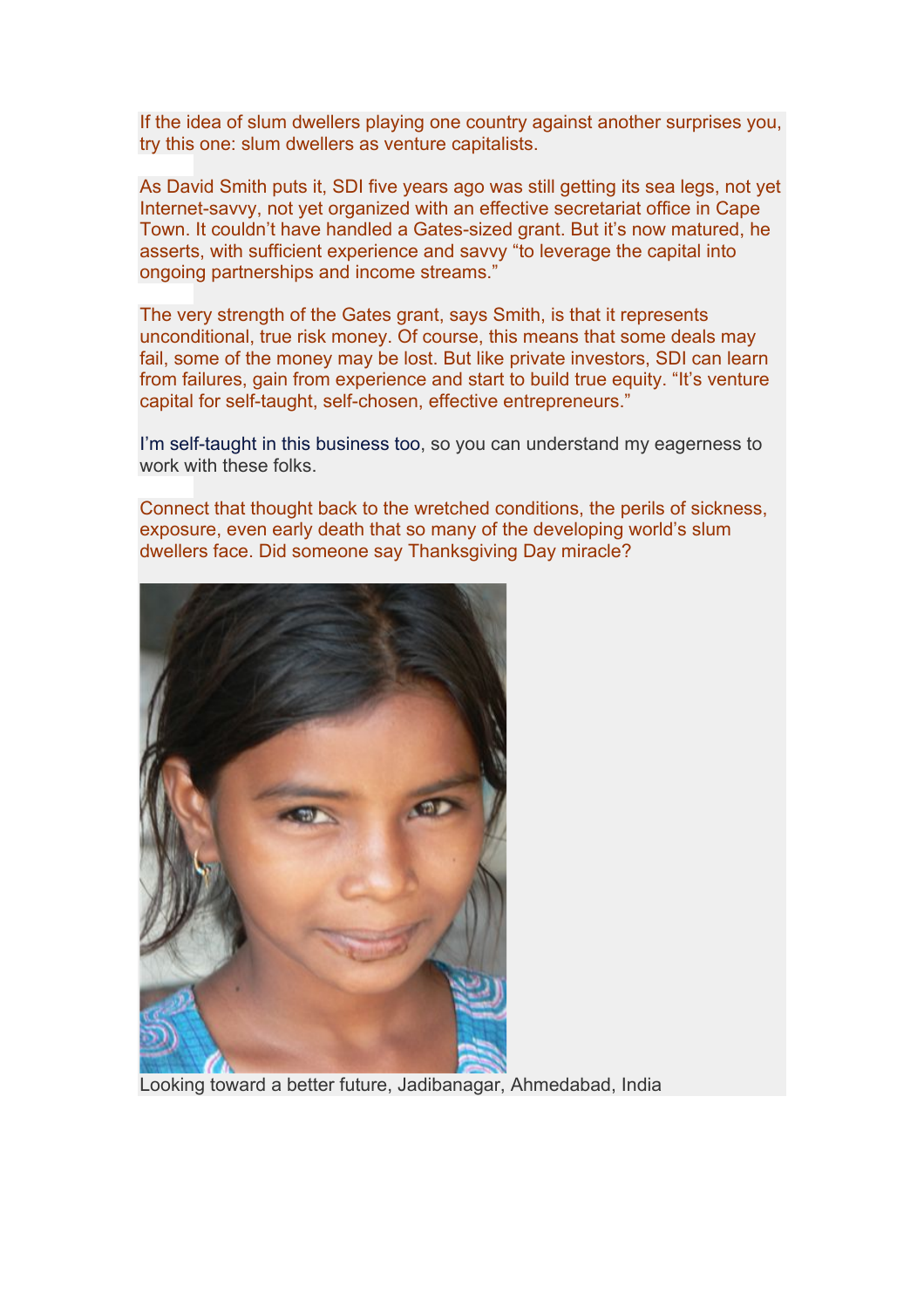If the idea of slum dwellers playing one country against another surprises you, try this one: slum dwellers as venture capitalists.

As David Smith puts it, SDI five years ago was still getting its sea legs, not yet Internet-savvy, not yet organized with an effective secretariat office in Cape Town. It couldn't have handled a Gates-sized grant. But it's now matured, he asserts, with sufficient experience and savvy "to leverage the capital into ongoing partnerships and income streams."

The very strength of the Gates grant, says Smith, is that it represents unconditional, true risk money. Of course, this means that some deals may fail, some of the money may be lost. But like private investors, SDI can learn from failures, gain from experience and start to build true equity. "It's venture capital for self-taught, self-chosen, effective entrepreneurs."

I'm self-taught in this business too, so you can understand my eagerness to work with these folks.

Connect that thought back to the wretched conditions, the perils of sickness, exposure, even early death that so many of the developing world's slum dwellers face. Did someone say Thanksgiving Day miracle?

Looking toward a better future, Jadibanagar, Ahmedabad, India